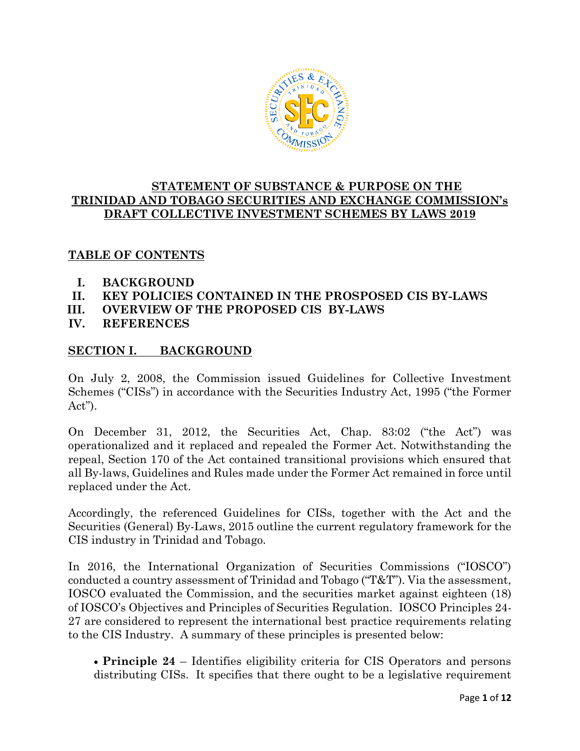# STATEMENT OF SUBSTANCE & PURPOSE ON THE TRINIDAD AND TOBAGO SECURITIES AND EXCHANGE COMMISSION's DRAFT COLLECTIVE INVESTMENT SCHEMES BY LAWS 2019

## TABLE OF CONTENTS

- I. BACKGROUND
- II. KEY POLICIES CONTAINED IN THE PROSPOSED CIS BY-LAWS
- III. OVERVIEW OF THE PROPOSED CIS BY-LAWS
- IV. REFERENCES

## SECTION I. BACKGROUND

On July 2, 2008, the Commission issued Guidelines for Collective Investment Schemes ("CISs") in accordance with the Securities Industry Act, 1995 ("the Former Act").

On December 31, 2012, the Securities Act, Chap. 83:02 ("the Act") was operationalized and it replaced and repealed the Former Act. Notwithstanding the repeal, Section 170 of the Act contained transitional provisions which ensured that all By-laws, Guidelines and Rules made under the Former Act remained in force until replaced under the Act.

Accordingly, the referenced Guidelines for CISs, together with the Act and the Securities (General) By-Laws, 2015 outline the current regulatory framework for the CIS industry in Trinidad and Tobago.

In 2016, the International Organization of Securities Commissions ("IOSCO") conducted a country assessment of Trinidad and Tobago ("T&T"). Via the assessment, IOSCO evaluated the Commission, and the securities market against eighteen (18) of IOSCO's Objectives and Principles of Securities Regulation. IOSCO Principles 24-27 are considered to represent the international best practice requirements relating to the CIS Industry. A summary of these principles is presented below:

- **Principle 24** – Identifies eligibility criteria for CIS Operators and persons distributing CISs. It specifies that there ought to be a legislative requirement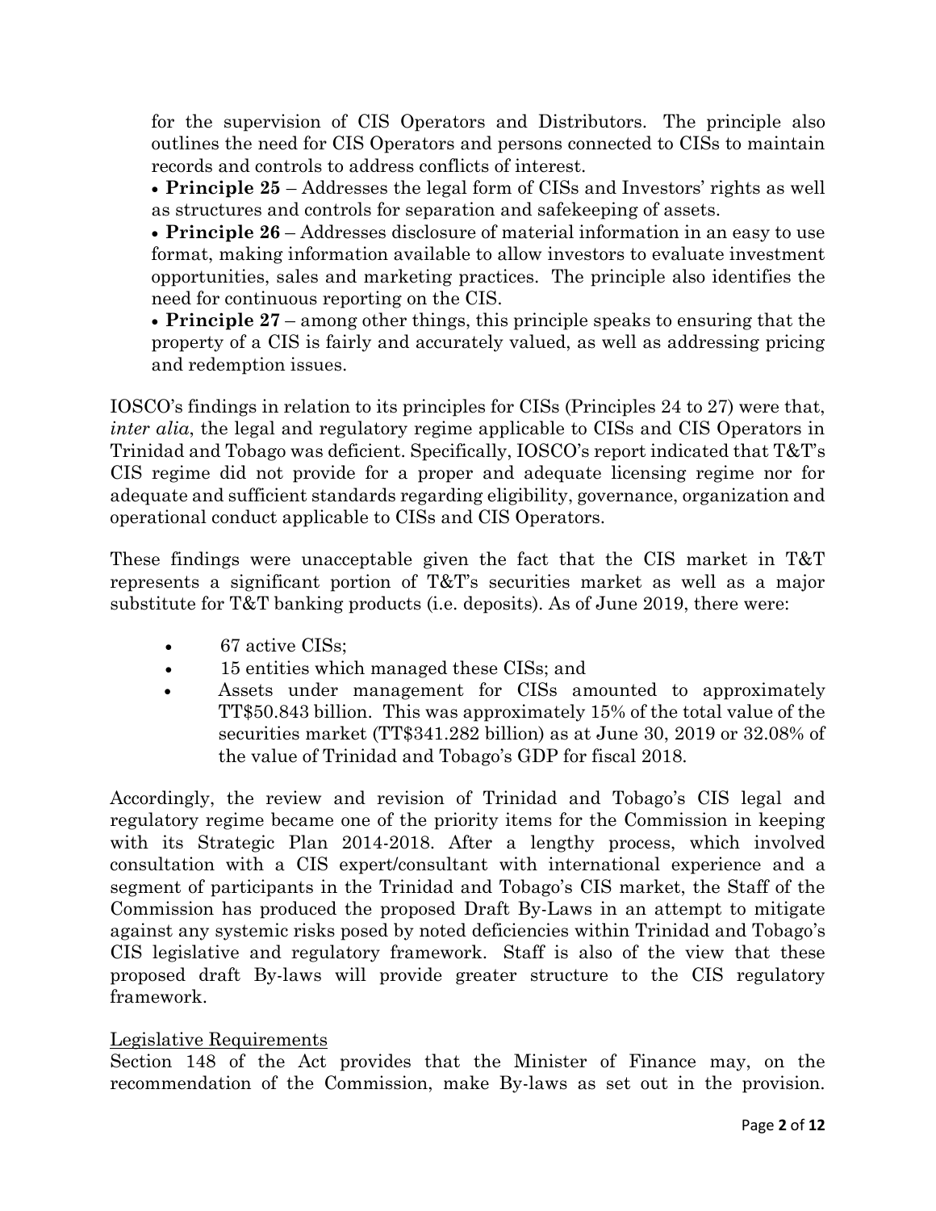for the supervision of CIS Operators and Distributors. The principle also outlines the need for CIS Operators and persons connected to CISs to maintain records and controls to address conflicts of interest.

- **Principle 25** – Addresses the legal form of CISs and Investors' rights as well as structures and controls for separation and safekeeping of assets.
- **Principle 26** – Addresses disclosure of material information in an easy to use format, making information available to allow investors to evaluate investment opportunities, sales and marketing practices. The principle also identifies the need for continuous reporting on the CIS.
- **Principle 27** – among other things, this principle speaks to ensuring that the property of a CIS is fairly and accurately valued, as well as addressing pricing and redemption issues.

IOSCO's findings in relation to its principles for CISs (Principles 24 to 27) were that, *inter alia*, the legal and regulatory regime applicable to CISs and CIS Operators in Trinidad and Tobago was deficient. Specifically, IOSCO's report indicated that T&T's CIS regime did not provide for a proper and adequate licensing regime nor for adequate and sufficient standards regarding eligibility, governance, organization and operational conduct applicable to CISs and CIS Operators.

These findings were unacceptable given the fact that the CIS market in T&T represents a significant portion of T&T's securities market as well as a major substitute for T&T banking products (i.e. deposits). As of June 2019, there were:

- 67 active CISs;
- 15 entities which managed these CISs; and
- Assets under management for CISs amounted to approximately TT$50.843 billion. This was approximately 15% of the total value of the securities market (TT$341.282 billion) as at June 30, 2019 or 32.08% of the value of Trinidad and Tobago's GDP for fiscal 2018.

Accordingly, the review and revision of Trinidad and Tobago's CIS legal and regulatory regime became one of the priority items for the Commission in keeping with its Strategic Plan 2014-2018. After a lengthy process, which involved consultation with a CIS expert/consultant with international experience and a segment of participants in the Trinidad and Tobago's CIS market, the Staff of the Commission has produced the proposed Draft By-Laws in an attempt to mitigate against any systemic risks posed by noted deficiencies within Trinidad and Tobago's CIS legislative and regulatory framework. Staff is also of the view that these proposed draft By-laws will provide greater structure to the CIS regulatory framework.

<u>Legislative Requirements</u>

Section 148 of the Act provides that the Minister of Finance may, on the recommendation of the Commission, make By-laws as set out in the provision.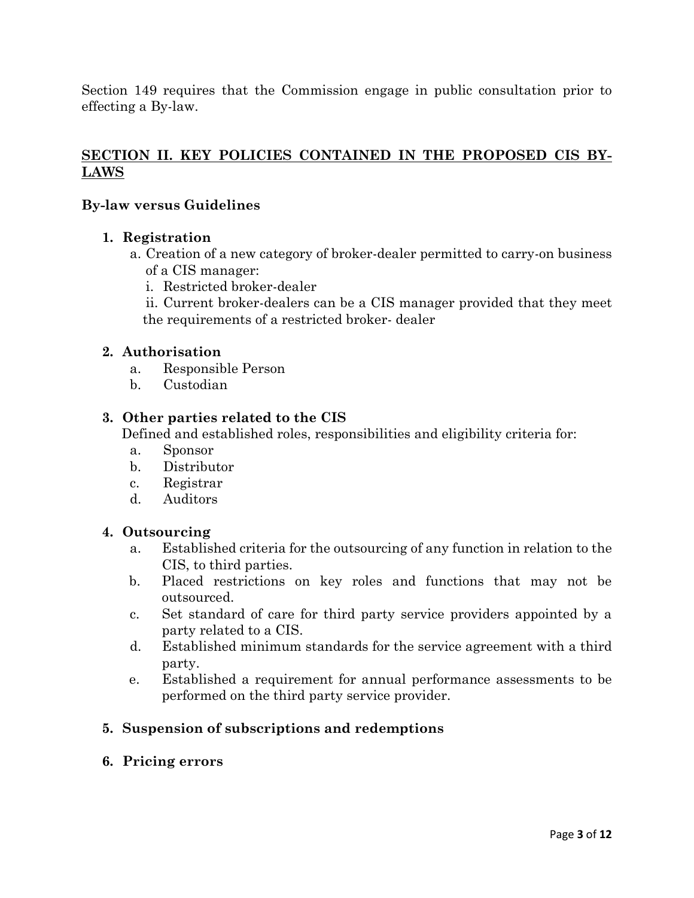Section 149 requires that the Commission engage in public consultation prior to effecting a By-law.

## SECTION II. KEY POLICIES CONTAINED IN THE PROPOSED CIS BY-LAWS

### By-law versus Guidelines

1. **Registration**
   a. Creation of a new category of broker-dealer permitted to carry-on business of a CIS manager:
      i. Restricted broker-dealer
      ii. Current broker-dealers can be a CIS manager provided that they meet the requirements of a restricted broker- dealer

2. **Authorisation**
   a. Responsible Person
   b. Custodian

3. **Other parties related to the CIS**
   Defined and established roles, responsibilities and eligibility criteria for:
   a. Sponsor
   b. Distributor
   c. Registrar
   d. Auditors

4. **Outsourcing**
   a. Established criteria for the outsourcing of any function in relation to the CIS, to third parties.
   b. Placed restrictions on key roles and functions that may not be outsourced.
   c. Set standard of care for third party service providers appointed by a party related to a CIS.
   d. Established minimum standards for the service agreement with a third party.
   e. Established a requirement for annual performance assessments to be performed on the third party service provider.

5. **Suspension of subscriptions and redemptions**

6. **Pricing errors**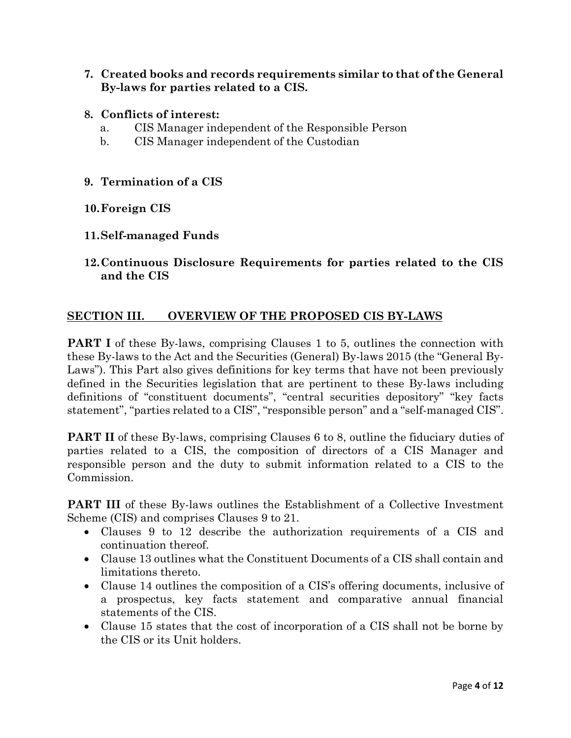**7. Created books and records requirements similar to that of the General By-laws for parties related to a CIS.**

**8. Conflicts of interest:**

   a. CIS Manager independent of the Responsible Person

   b. CIS Manager independent of the Custodian

**9. Termination of a CIS**

**10. Foreign CIS**

**11. Self-managed Funds**

**12. Continuous Disclosure Requirements for parties related to the CIS and the CIS**

## SECTION III. OVERVIEW OF THE PROPOSED CIS BY-LAWS

**PART I** of these By-laws, comprising Clauses 1 to 5, outlines the connection with these By-laws to the Act and the Securities (General) By-laws 2015 (the "General By-Laws"). This Part also gives definitions for key terms that have not been previously defined in the Securities legislation that are pertinent to these By-laws including definitions of "constituent documents", "central securities depository" "key facts statement", "parties related to a CIS", "responsible person" and a "self-managed CIS".

**PART II** of these By-laws, comprising Clauses 6 to 8, outline the fiduciary duties of parties related to a CIS, the composition of directors of a CIS Manager and responsible person and the duty to submit information related to a CIS to the Commission.

**PART III** of these By-laws outlines the Establishment of a Collective Investment Scheme (CIS) and comprises Clauses 9 to 21.

- Clauses 9 to 12 describe the authorization requirements of a CIS and continuation thereof.
- Clause 13 outlines what the Constituent Documents of a CIS shall contain and limitations thereto.
- Clause 14 outlines the composition of a CIS's offering documents, inclusive of a prospectus, key facts statement and comparative annual financial statements of the CIS.
- Clause 15 states that the cost of incorporation of a CIS shall not be borne by the CIS or its Unit holders.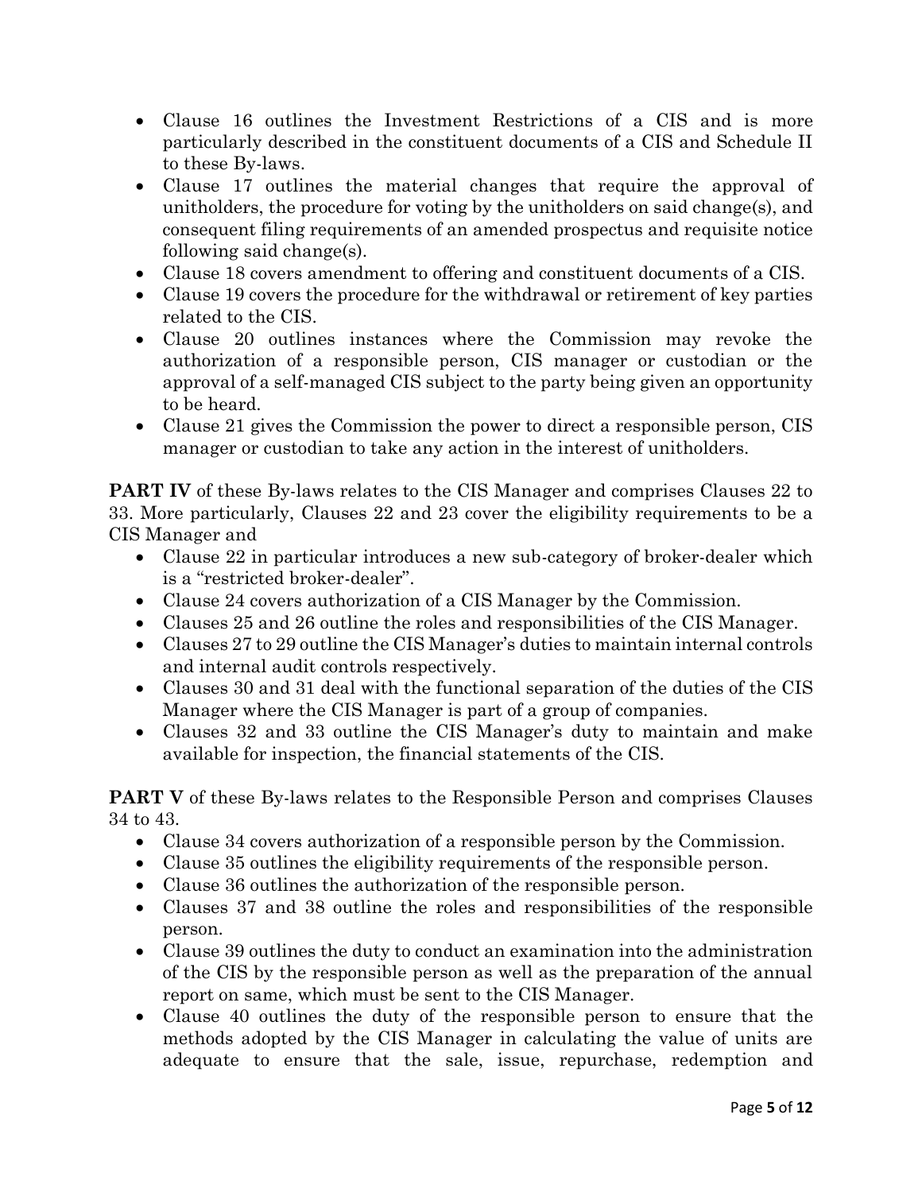- Clause 16 outlines the Investment Restrictions of a CIS and is more particularly described in the constituent documents of a CIS and Schedule II to these By-laws.
- Clause 17 outlines the material changes that require the approval of unitholders, the procedure for voting by the unitholders on said change(s), and consequent filing requirements of an amended prospectus and requisite notice following said change(s).
- Clause 18 covers amendment to offering and constituent documents of a CIS.
- Clause 19 covers the procedure for the withdrawal or retirement of key parties related to the CIS.
- Clause 20 outlines instances where the Commission may revoke the authorization of a responsible person, CIS manager or custodian or the approval of a self-managed CIS subject to the party being given an opportunity to be heard.
- Clause 21 gives the Commission the power to direct a responsible person, CIS manager or custodian to take any action in the interest of unitholders.

**PART IV** of these By-laws relates to the CIS Manager and comprises Clauses 22 to 33. More particularly, Clauses 22 and 23 cover the eligibility requirements to be a CIS Manager and

- Clause 22 in particular introduces a new sub-category of broker-dealer which is a "restricted broker-dealer".
- Clause 24 covers authorization of a CIS Manager by the Commission.
- Clauses 25 and 26 outline the roles and responsibilities of the CIS Manager.
- Clauses 27 to 29 outline the CIS Manager's duties to maintain internal controls and internal audit controls respectively.
- Clauses 30 and 31 deal with the functional separation of the duties of the CIS Manager where the CIS Manager is part of a group of companies.
- Clauses 32 and 33 outline the CIS Manager's duty to maintain and make available for inspection, the financial statements of the CIS.

**PART V** of these By-laws relates to the Responsible Person and comprises Clauses 34 to 43.

- Clause 34 covers authorization of a responsible person by the Commission.
- Clause 35 outlines the eligibility requirements of the responsible person.
- Clause 36 outlines the authorization of the responsible person.
- Clauses 37 and 38 outline the roles and responsibilities of the responsible person.
- Clause 39 outlines the duty to conduct an examination into the administration of the CIS by the responsible person as well as the preparation of the annual report on same, which must be sent to the CIS Manager.
- Clause 40 outlines the duty of the responsible person to ensure that the methods adopted by the CIS Manager in calculating the value of units are adequate to ensure that the sale, issue, repurchase, redemption and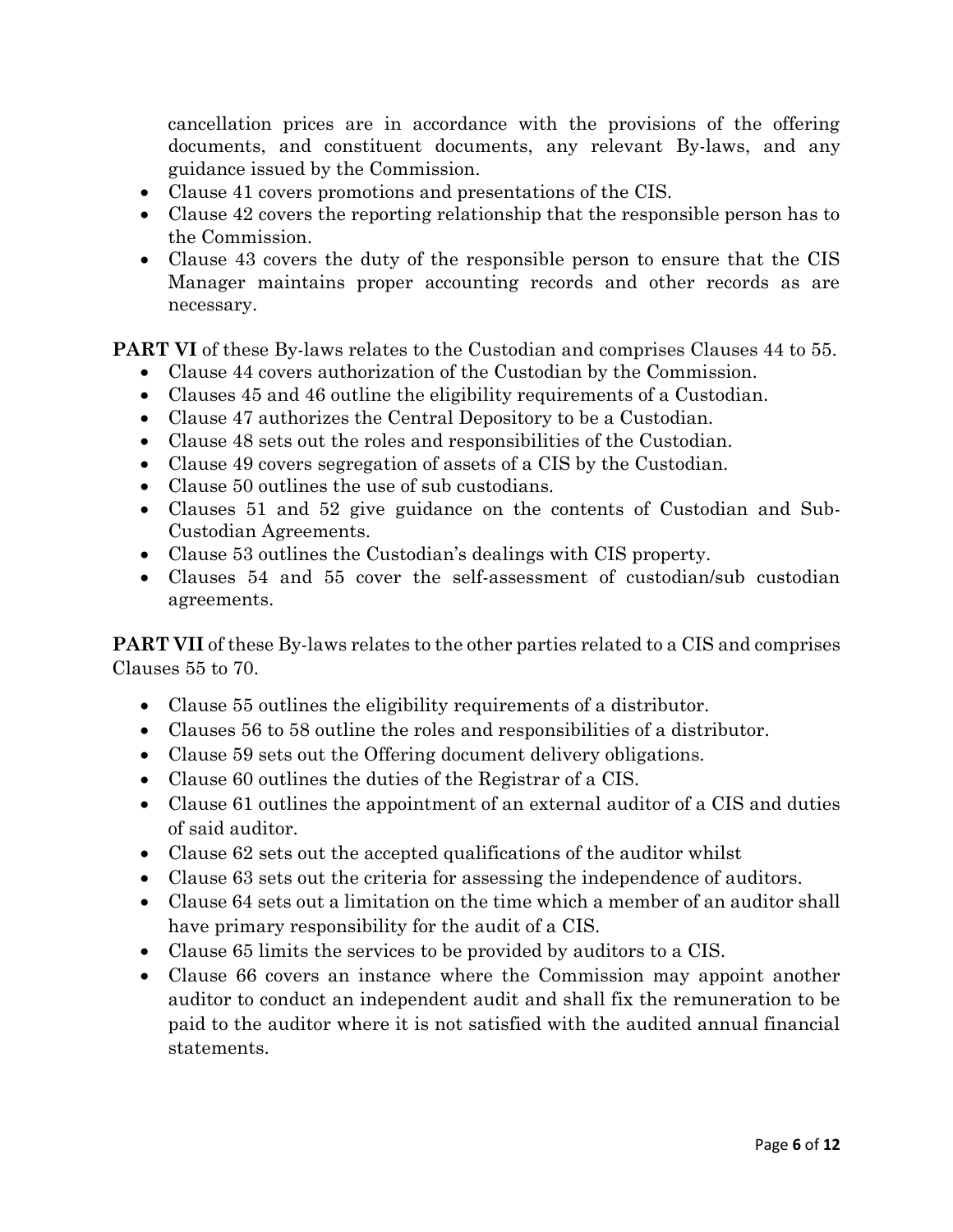cancellation prices are in accordance with the provisions of the offering documents, and constituent documents, any relevant By-laws, and any guidance issued by the Commission.

- Clause 41 covers promotions and presentations of the CIS.
- Clause 42 covers the reporting relationship that the responsible person has to the Commission.
- Clause 43 covers the duty of the responsible person to ensure that the CIS Manager maintains proper accounting records and other records as are necessary.

**PART VI** of these By-laws relates to the Custodian and comprises Clauses 44 to 55.

- Clause 44 covers authorization of the Custodian by the Commission.
- Clauses 45 and 46 outline the eligibility requirements of a Custodian.
- Clause 47 authorizes the Central Depository to be a Custodian.
- Clause 48 sets out the roles and responsibilities of the Custodian.
- Clause 49 covers segregation of assets of a CIS by the Custodian.
- Clause 50 outlines the use of sub custodians.
- Clauses 51 and 52 give guidance on the contents of Custodian and Sub-Custodian Agreements.
- Clause 53 outlines the Custodian's dealings with CIS property.
- Clauses 54 and 55 cover the self-assessment of custodian/sub custodian agreements.

**PART VII** of these By-laws relates to the other parties related to a CIS and comprises Clauses 55 to 70.

- Clause 55 outlines the eligibility requirements of a distributor.
- Clauses 56 to 58 outline the roles and responsibilities of a distributor.
- Clause 59 sets out the Offering document delivery obligations.
- Clause 60 outlines the duties of the Registrar of a CIS.
- Clause 61 outlines the appointment of an external auditor of a CIS and duties of said auditor.
- Clause 62 sets out the accepted qualifications of the auditor whilst
- Clause 63 sets out the criteria for assessing the independence of auditors.
- Clause 64 sets out a limitation on the time which a member of an auditor shall have primary responsibility for the audit of a CIS.
- Clause 65 limits the services to be provided by auditors to a CIS.
- Clause 66 covers an instance where the Commission may appoint another auditor to conduct an independent audit and shall fix the remuneration to be paid to the auditor where it is not satisfied with the audited annual financial statements.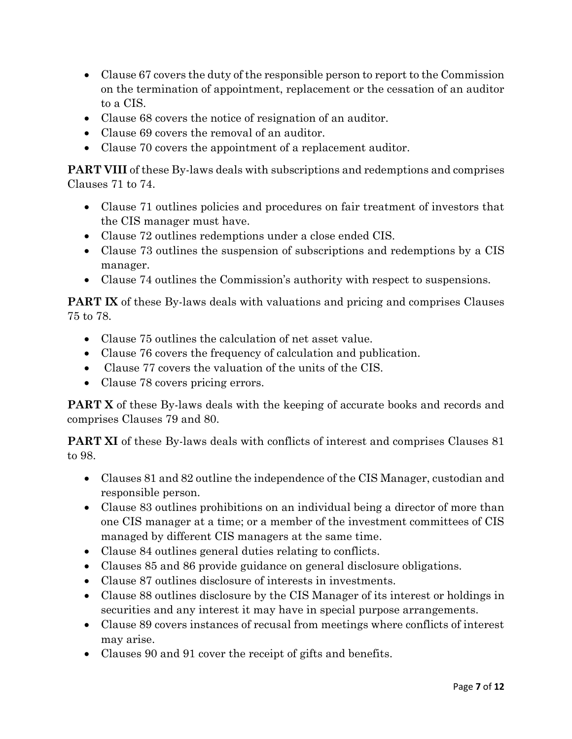- Clause 67 covers the duty of the responsible person to report to the Commission on the termination of appointment, replacement or the cessation of an auditor to a CIS.
- Clause 68 covers the notice of resignation of an auditor.
- Clause 69 covers the removal of an auditor.
- Clause 70 covers the appointment of a replacement auditor.

**PART VIII** of these By-laws deals with subscriptions and redemptions and comprises Clauses 71 to 74.

- Clause 71 outlines policies and procedures on fair treatment of investors that the CIS manager must have.
- Clause 72 outlines redemptions under a close ended CIS.
- Clause 73 outlines the suspension of subscriptions and redemptions by a CIS manager.
- Clause 74 outlines the Commission's authority with respect to suspensions.

**PART IX** of these By-laws deals with valuations and pricing and comprises Clauses 75 to 78.

- Clause 75 outlines the calculation of net asset value.
- Clause 76 covers the frequency of calculation and publication.
- Clause 77 covers the valuation of the units of the CIS.
- Clause 78 covers pricing errors.

**PART X** of these By-laws deals with the keeping of accurate books and records and comprises Clauses 79 and 80.

**PART XI** of these By-laws deals with conflicts of interest and comprises Clauses 81 to 98.

- Clauses 81 and 82 outline the independence of the CIS Manager, custodian and responsible person.
- Clause 83 outlines prohibitions on an individual being a director of more than one CIS manager at a time; or a member of the investment committees of CIS managed by different CIS managers at the same time.
- Clause 84 outlines general duties relating to conflicts.
- Clauses 85 and 86 provide guidance on general disclosure obligations.
- Clause 87 outlines disclosure of interests in investments.
- Clause 88 outlines disclosure by the CIS Manager of its interest or holdings in securities and any interest it may have in special purpose arrangements.
- Clause 89 covers instances of recusal from meetings where conflicts of interest may arise.
- Clauses 90 and 91 cover the receipt of gifts and benefits.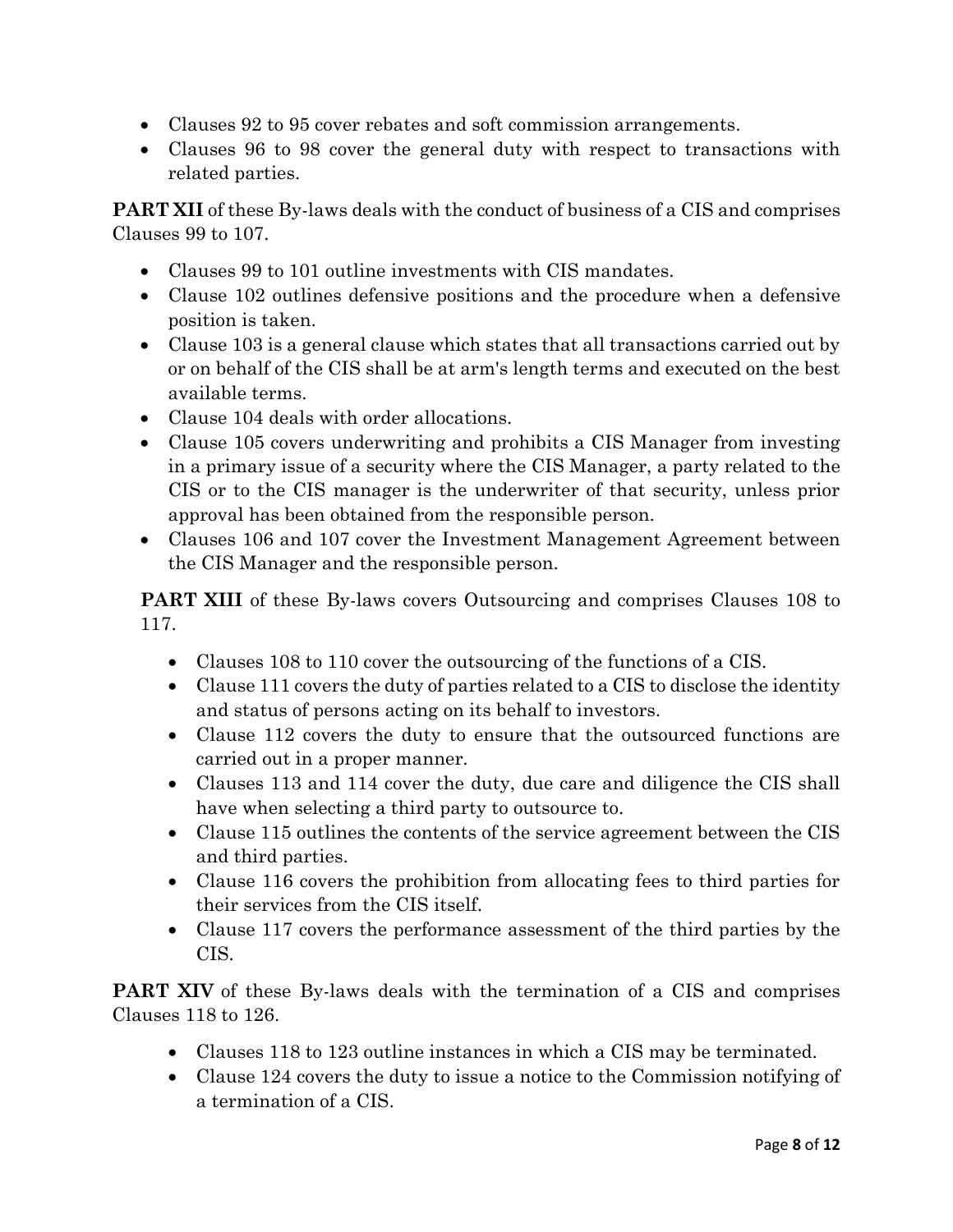- Clauses 92 to 95 cover rebates and soft commission arrangements.
- Clauses 96 to 98 cover the general duty with respect to transactions with related parties.

**PART XII** of these By-laws deals with the conduct of business of a CIS and comprises Clauses 99 to 107.

- Clauses 99 to 101 outline investments with CIS mandates.
- Clause 102 outlines defensive positions and the procedure when a defensive position is taken.
- Clause 103 is a general clause which states that all transactions carried out by or on behalf of the CIS shall be at arm's length terms and executed on the best available terms.
- Clause 104 deals with order allocations.
- Clause 105 covers underwriting and prohibits a CIS Manager from investing in a primary issue of a security where the CIS Manager, a party related to the CIS or to the CIS manager is the underwriter of that security, unless prior approval has been obtained from the responsible person.
- Clauses 106 and 107 cover the Investment Management Agreement between the CIS Manager and the responsible person.

**PART XIII** of these By-laws covers Outsourcing and comprises Clauses 108 to 117.

- Clauses 108 to 110 cover the outsourcing of the functions of a CIS.
- Clause 111 covers the duty of parties related to a CIS to disclose the identity and status of persons acting on its behalf to investors.
- Clause 112 covers the duty to ensure that the outsourced functions are carried out in a proper manner.
- Clauses 113 and 114 cover the duty, due care and diligence the CIS shall have when selecting a third party to outsource to.
- Clause 115 outlines the contents of the service agreement between the CIS and third parties.
- Clause 116 covers the prohibition from allocating fees to third parties for their services from the CIS itself.
- Clause 117 covers the performance assessment of the third parties by the CIS.

**PART XIV** of these By-laws deals with the termination of a CIS and comprises Clauses 118 to 126.

- Clauses 118 to 123 outline instances in which a CIS may be terminated.
- Clause 124 covers the duty to issue a notice to the Commission notifying of a termination of a CIS.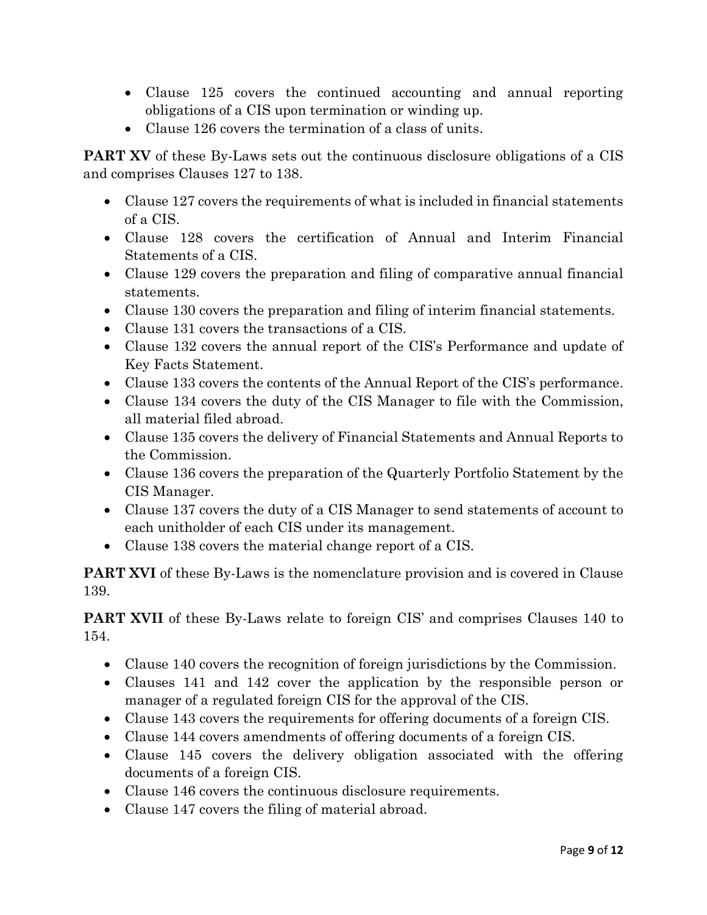- Clause 125 covers the continued accounting and annual reporting obligations of a CIS upon termination or winding up.
- Clause 126 covers the termination of a class of units.

**PART XV** of these By-Laws sets out the continuous disclosure obligations of a CIS and comprises Clauses 127 to 138.

- Clause 127 covers the requirements of what is included in financial statements of a CIS.
- Clause 128 covers the certification of Annual and Interim Financial Statements of a CIS.
- Clause 129 covers the preparation and filing of comparative annual financial statements.
- Clause 130 covers the preparation and filing of interim financial statements.
- Clause 131 covers the transactions of a CIS.
- Clause 132 covers the annual report of the CIS's Performance and update of Key Facts Statement.
- Clause 133 covers the contents of the Annual Report of the CIS's performance.
- Clause 134 covers the duty of the CIS Manager to file with the Commission, all material filed abroad.
- Clause 135 covers the delivery of Financial Statements and Annual Reports to the Commission.
- Clause 136 covers the preparation of the Quarterly Portfolio Statement by the CIS Manager.
- Clause 137 covers the duty of a CIS Manager to send statements of account to each unitholder of each CIS under its management.
- Clause 138 covers the material change report of a CIS.

**PART XVI** of these By-Laws is the nomenclature provision and is covered in Clause 139.

**PART XVII** of these By-Laws relate to foreign CIS' and comprises Clauses 140 to 154.

- Clause 140 covers the recognition of foreign jurisdictions by the Commission.
- Clauses 141 and 142 cover the application by the responsible person or manager of a regulated foreign CIS for the approval of the CIS.
- Clause 143 covers the requirements for offering documents of a foreign CIS.
- Clause 144 covers amendments of offering documents of a foreign CIS.
- Clause 145 covers the delivery obligation associated with the offering documents of a foreign CIS.
- Clause 146 covers the continuous disclosure requirements.
- Clause 147 covers the filing of material abroad.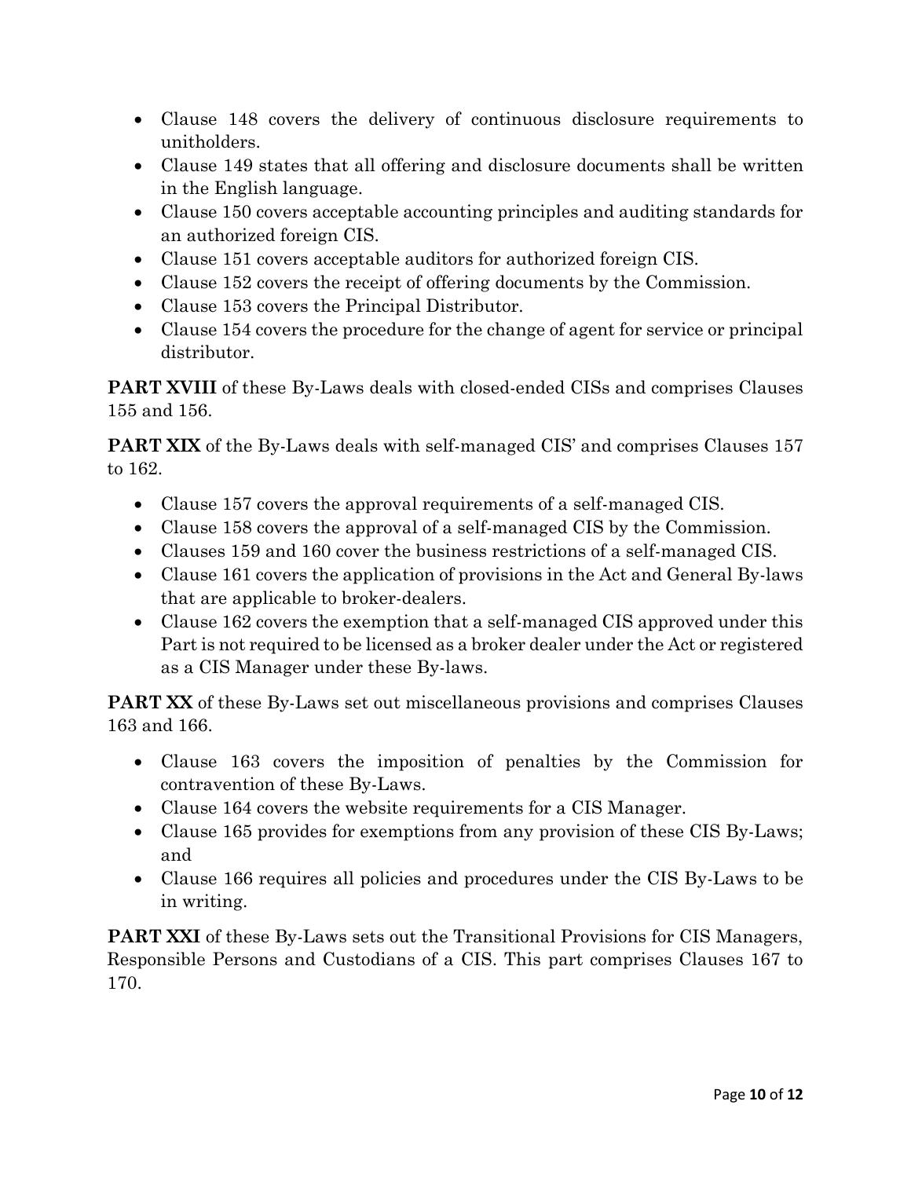- Clause 148 covers the delivery of continuous disclosure requirements to unitholders.
- Clause 149 states that all offering and disclosure documents shall be written in the English language.
- Clause 150 covers acceptable accounting principles and auditing standards for an authorized foreign CIS.
- Clause 151 covers acceptable auditors for authorized foreign CIS.
- Clause 152 covers the receipt of offering documents by the Commission.
- Clause 153 covers the Principal Distributor.
- Clause 154 covers the procedure for the change of agent for service or principal distributor.

**PART XVIII** of these By-Laws deals with closed-ended CISs and comprises Clauses 155 and 156.

**PART XIX** of the By-Laws deals with self-managed CIS' and comprises Clauses 157 to 162.

- Clause 157 covers the approval requirements of a self-managed CIS.
- Clause 158 covers the approval of a self-managed CIS by the Commission.
- Clauses 159 and 160 cover the business restrictions of a self-managed CIS.
- Clause 161 covers the application of provisions in the Act and General By-laws that are applicable to broker-dealers.
- Clause 162 covers the exemption that a self-managed CIS approved under this Part is not required to be licensed as a broker dealer under the Act or registered as a CIS Manager under these By-laws.

**PART XX** of these By-Laws set out miscellaneous provisions and comprises Clauses 163 and 166.

- Clause 163 covers the imposition of penalties by the Commission for contravention of these By-Laws.
- Clause 164 covers the website requirements for a CIS Manager.
- Clause 165 provides for exemptions from any provision of these CIS By-Laws; and
- Clause 166 requires all policies and procedures under the CIS By-Laws to be in writing.

**PART XXI** of these By-Laws sets out the Transitional Provisions for CIS Managers, Responsible Persons and Custodians of a CIS. This part comprises Clauses 167 to 170.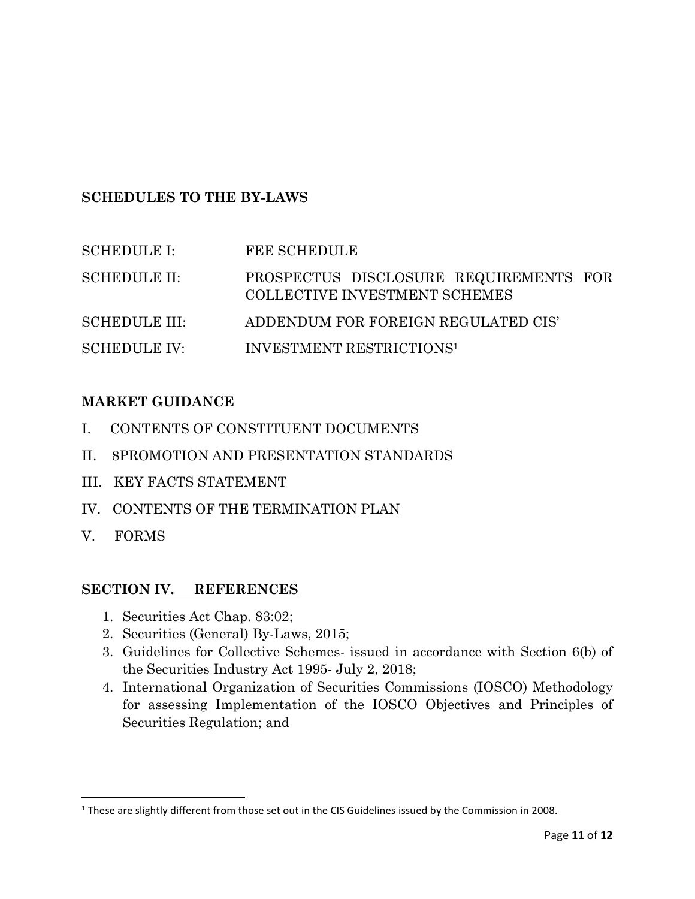**SCHEDULES TO THE BY-LAWS**

| | |
|---|---|
| SCHEDULE I: | FEE SCHEDULE |
| SCHEDULE II: | PROSPECTUS DISCLOSURE REQUIREMENTS FOR COLLECTIVE INVESTMENT SCHEMES |
| SCHEDULE III: | ADDENDUM FOR FOREIGN REGULATED CIS' |
| SCHEDULE IV: | INVESTMENT RESTRICTIONS[1] |

**MARKET GUIDANCE**

I. CONTENTS OF CONSTITUENT DOCUMENTS

II. 8PROMOTION AND PRESENTATION STANDARDS

III. KEY FACTS STATEMENT

IV. CONTENTS OF THE TERMINATION PLAN

V. FORMS

## SECTION IV. REFERENCES

1. Securities Act Chap. 83:02;
2. Securities (General) By-Laws, 2015;
3. Guidelines for Collective Schemes- issued in accordance with Section 6(b) of the Securities Industry Act 1995- July 2, 2018;
4. International Organization of Securities Commissions (IOSCO) Methodology for assessing Implementation of the IOSCO Objectives and Principles of Securities Regulation; and

[1] These are slightly different from those set out in the CIS Guidelines issued by the Commission in 2008.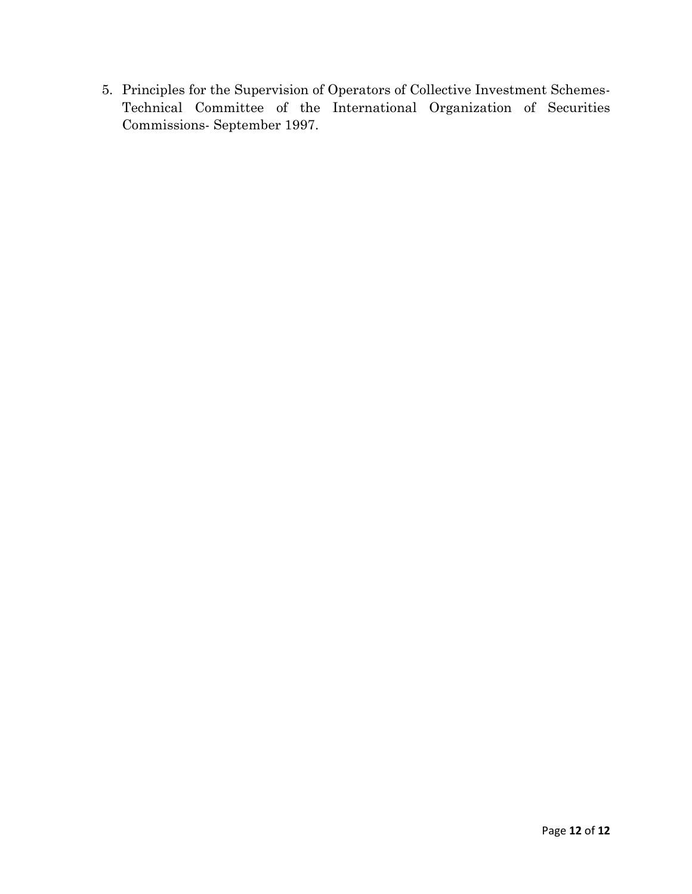5. Principles for the Supervision of Operators of Collective Investment Schemes- Technical Committee of the International Organization of Securities Commissions- September 1997.